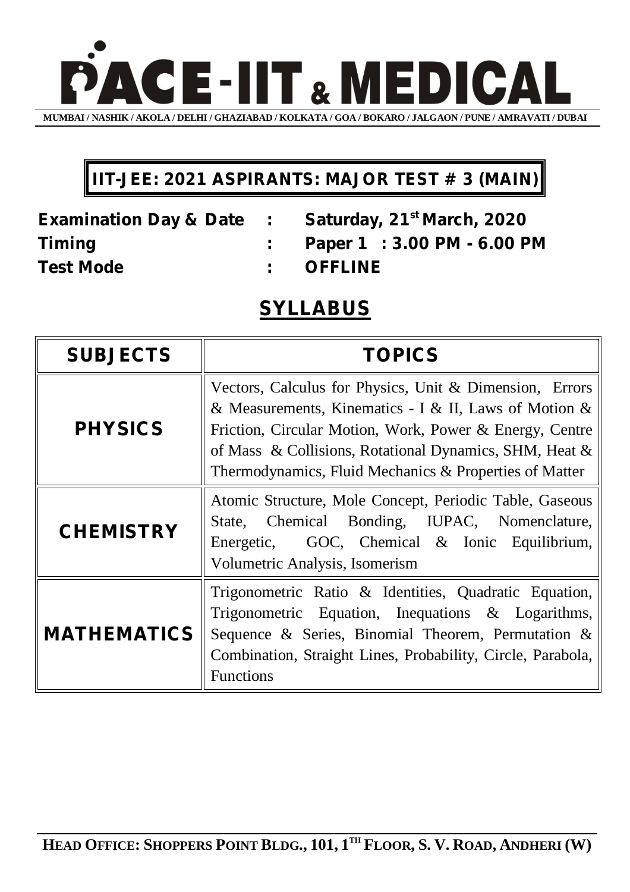# PACE-IIT & MEDICAL

**MUMBAI / NASHIK / AKOLA / DELHI / GHAZIABAD / KOLKATA / GOA / BOKARO / JALGAON / PUNE / AMRAVATI / DUBAI**

## IIT-JEE: 2021 ASPIRANTS: MAJOR TEST # 3 (MAIN)

**Examination Day & Date** : **Saturday, 21st March, 2020**

**Timing** : **Paper 1 : 3.00 PM - 6.00 PM**

**Test Mode** : **OFFLINE**

## SYLLABUS

| SUBJECTS | TOPICS |
|---|---|
| **PHYSICS** | Vectors, Calculus for Physics, Unit & Dimension, Errors & Measurements, Kinematics - I & II, Laws of Motion & Friction, Circular Motion, Work, Power & Energy, Centre of Mass & Collisions, Rotational Dynamics, SHM, Heat & Thermodynamics, Fluid Mechanics & Properties of Matter |
| **CHEMISTRY** | Atomic Structure, Mole Concept, Periodic Table, Gaseous State, Chemical Bonding, IUPAC, Nomenclature, Energetic, GOC, Chemical & Ionic Equilibrium, Volumetric Analysis, Isomerism |
| **MATHEMATICS** | Trigonometric Ratio & Identities, Quadratic Equation, Trigonometric Equation, Inequations & Logarithms, Sequence & Series, Binomial Theorem, Permutation & Combination, Straight Lines, Probability, Circle, Parabola, Functions |

**HEAD OFFICE: SHOPPERS POINT BLDG., 101, 1TH FLOOR, S. V. ROAD, ANDHERI (W)**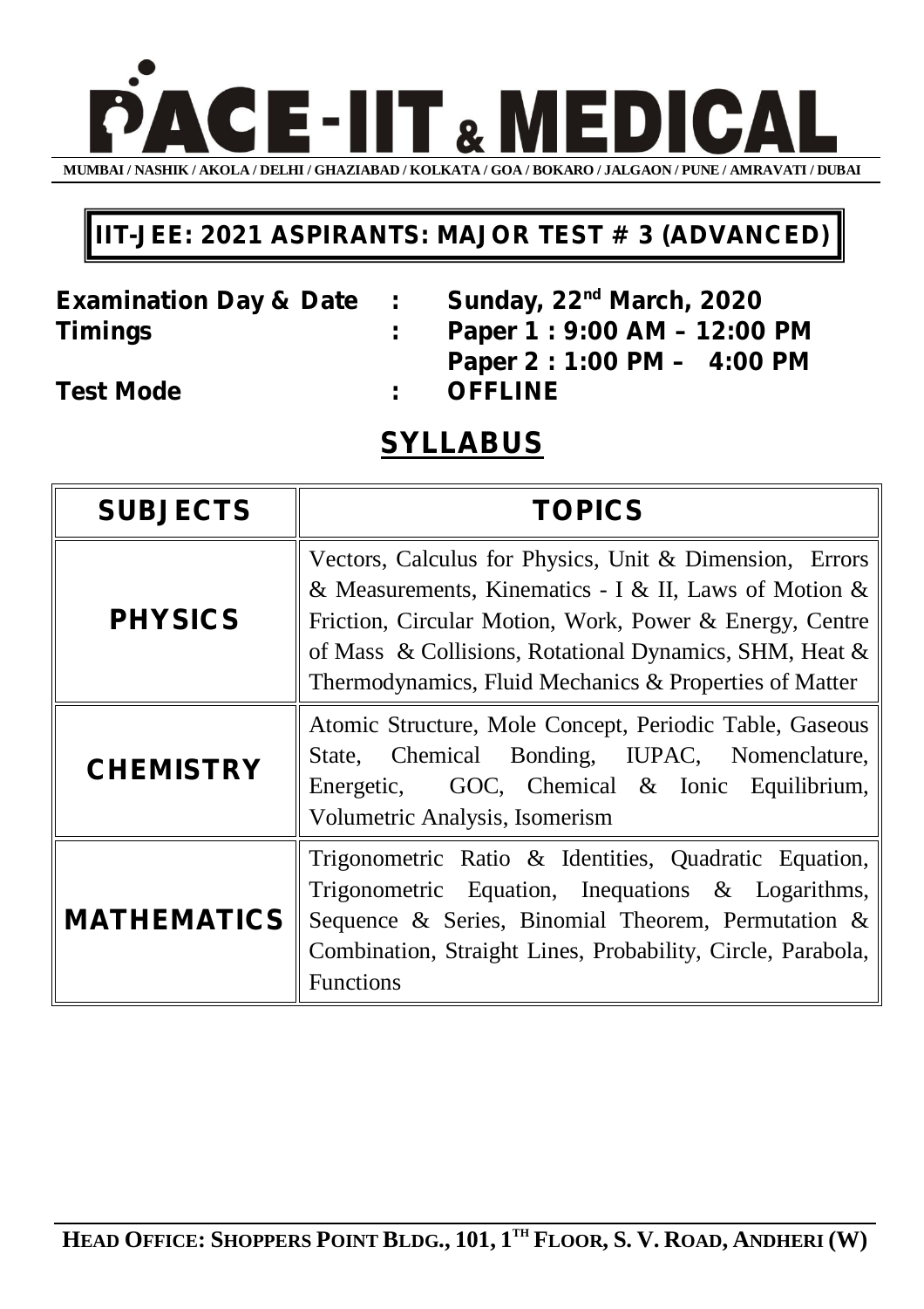# PACE-IIT & MEDICAL

MUMBAI / NASHIK / AKOLA / DELHI / GHAZIABAD / KOLKATA / GOA / BOKARO / JALGAON / PUNE / AMRAVATI / DUBAI

## IIT-JEE: 2021 ASPIRANTS: MAJOR TEST # 3 (ADVANCED)

**Examination Day & Date** : **Sunday, 22nd March, 2020**

**Timings** : **Paper 1 : 9:00 AM – 12:00 PM**

**Paper 2 : 1:00 PM – 4:00 PM**

**Test Mode** : **OFFLINE**

## SYLLABUS

| SUBJECTS | TOPICS |
| --- | --- |
| **PHYSICS** | Vectors, Calculus for Physics, Unit & Dimension, Errors & Measurements, Kinematics - I & II, Laws of Motion & Friction, Circular Motion, Work, Power & Energy, Centre of Mass & Collisions, Rotational Dynamics, SHM, Heat & Thermodynamics, Fluid Mechanics & Properties of Matter |
| **CHEMISTRY** | Atomic Structure, Mole Concept, Periodic Table, Gaseous State, Chemical Bonding, IUPAC, Nomenclature, Energetic, GOC, Chemical & Ionic Equilibrium, Volumetric Analysis, Isomerism |
| **MATHEMATICS** | Trigonometric Ratio & Identities, Quadratic Equation, Trigonometric Equation, Inequations & Logarithms, Sequence & Series, Binomial Theorem, Permutation & Combination, Straight Lines, Probability, Circle, Parabola, Functions |

**HEAD OFFICE: SHOPPERS POINT BLDG., 101, 1TH FLOOR, S. V. ROAD, ANDHERI (W)**